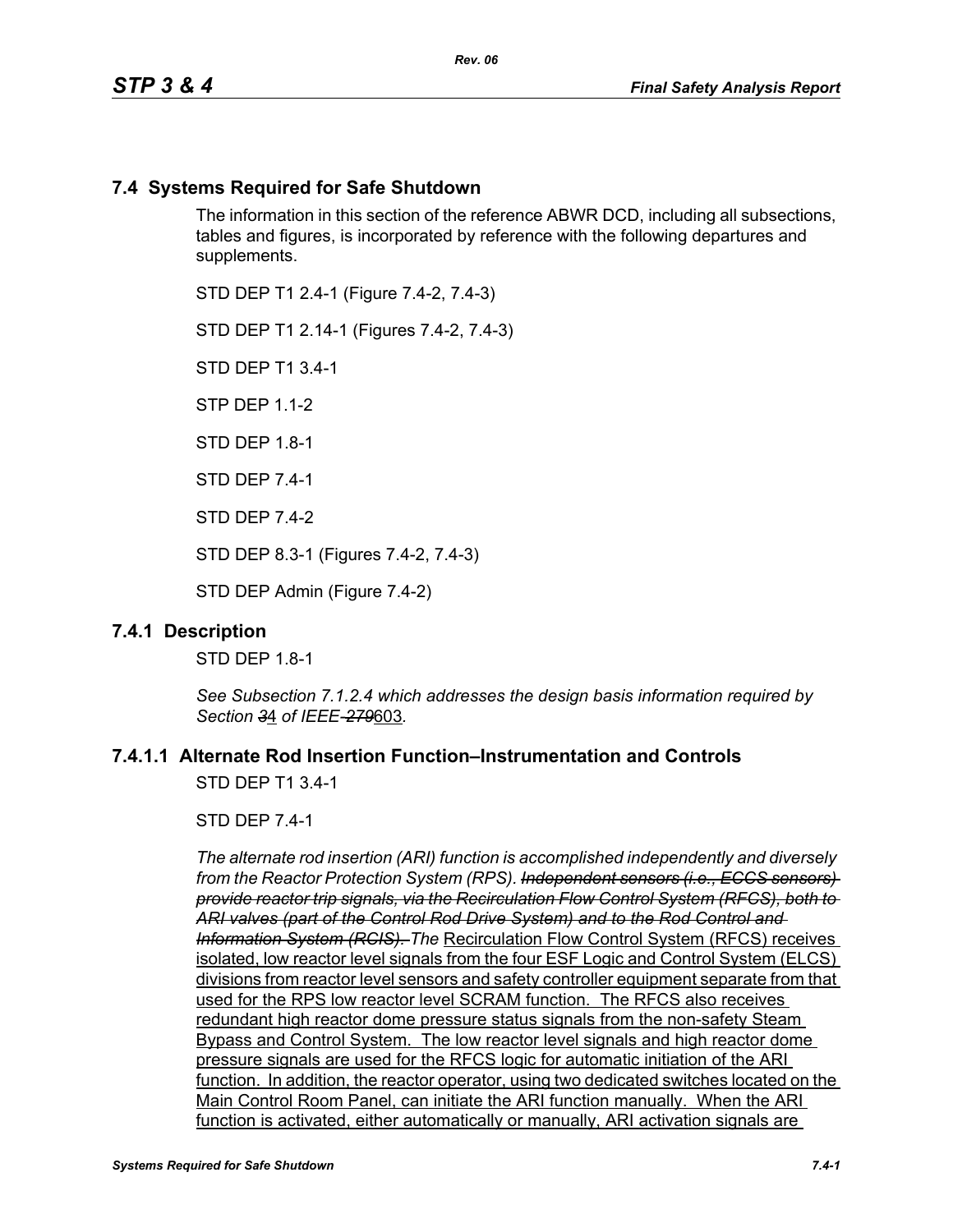## 7.4 Systems Required for Safe Shutdown

The information in this section of the reference ABWR DCD, including all subsections, tables and figures, is incorporated by reference with the following departures and supplements.

STD DEP T1 2.4-1 (Figure 7.4-2, 7.4-3)

STD DEP T1 2.14-1 (Figures 7.4-2, 7.4-3)

STD DEP T1 3.4-1

STP DEP 1.1-2

STD DEP 1.8-1

STD DEP 7.4-1

STD DEP 7.4-2

STD DEP 8.3-1 (Figures 7.4-2, 7.4-3)

STD DEP Admin (Figure 7.4-2)

### 7.4.1 Description

STD DEP 1.8-1

*See Subsection 7.1.2.4 which addresses the design basis information required by Section* ~~*3*~~4 *of IEEE*~~*-279*~~603*.*

### 7.4.1.1 Alternate Rod Insertion Function–Instrumentation and Controls

STD DEP T1 3.4-1

STD DEP 7.4-1

*The alternate rod insertion (ARI) function is accomplished independently and diversely from the Reactor Protection System (RPS).* ~~*Independent sensors (i.e., ECCS sensors) provide reactor trip signals, via the Recirculation Flow Control System (RFCS), both to ARI valves (part of the Control Rod Drive System) and to the Rod Control and Information System (RCIS).*~~ *The* Recirculation Flow Control System (RFCS) receives isolated, low reactor level signals from the four ESF Logic and Control System (ELCS) divisions from reactor level sensors and safety controller equipment separate from that used for the RPS low reactor level SCRAM function. The RFCS also receives redundant high reactor dome pressure status signals from the non-safety Steam Bypass and Control System. The low reactor level signals and high reactor dome pressure signals are used for the RFCS logic for automatic initiation of the ARI function. In addition, the reactor operator, using two dedicated switches located on the Main Control Room Panel, can initiate the ARI function manually. When the ARI function is activated, either automatically or manually, ARI activation signals are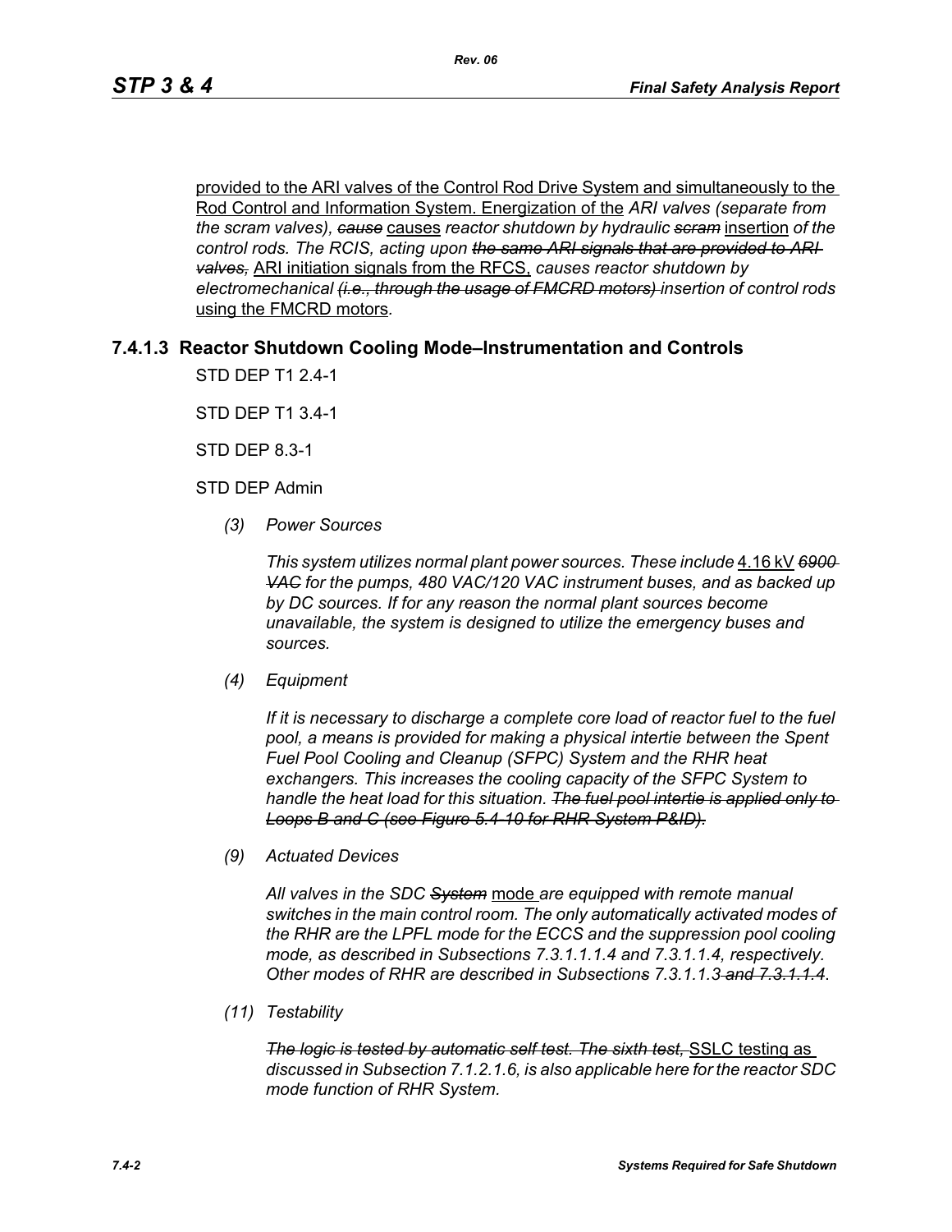provided to the ARI valves of the Control Rod Drive System and simultaneously to the Rod Control and Information System. Energization of the *ARI valves (separate from the scram valves), ~~cause~~* causes *reactor shutdown by hydraulic ~~scram~~* insertion *of the control rods. The RCIS, acting upon ~~the same ARI signals that are provided to ARI valves,~~* ARI initiation signals from the RFCS, *causes reactor shutdown by electromechanical ~~(i.e., through the usage of FMCRD motors)~~ insertion of control rods* using the FMCRD motors.

### 7.4.1.3 Reactor Shutdown Cooling Mode–Instrumentation and Controls

STD DEP T1 2.4-1

STD DEP T1 3.4-1

STD DEP 8.3-1

STD DEP Admin

*(3) Power Sources*

*This system utilizes normal plant power sources. These include* 4.16 kV *~~6900 VAC~~ for the pumps, 480 VAC/120 VAC instrument buses, and as backed up by DC sources. If for any reason the normal plant sources become unavailable, the system is designed to utilize the emergency buses and sources.*

*(4) Equipment*

*If it is necessary to discharge a complete core load of reactor fuel to the fuel pool, a means is provided for making a physical intertie between the Spent Fuel Pool Cooling and Cleanup (SFPC) System and the RHR heat exchangers. This increases the cooling capacity of the SFPC System to handle the heat load for this situation. ~~The fuel pool intertie is applied only to Loops B and C (see Figure 5.4-10 for RHR System P&ID).~~*

*(9) Actuated Devices*

*All valves in the SDC ~~System~~* mode *are equipped with remote manual switches in the main control room. The only automatically activated modes of the RHR are the LPFL mode for the ECCS and the suppression pool cooling mode, as described in Subsections 7.3.1.1.1.4 and 7.3.1.1.4, respectively. Other modes of RHR are described in Subsection~~s~~ 7.3.1.1.3 ~~and 7.3.1.1.4~~.*

*(11) Testability*

*~~The logic is tested by automatic self test. The sixth test,~~* SSLC testing as *discussed in Subsection 7.1.2.1.6, is also applicable here for the reactor SDC mode function of RHR System.*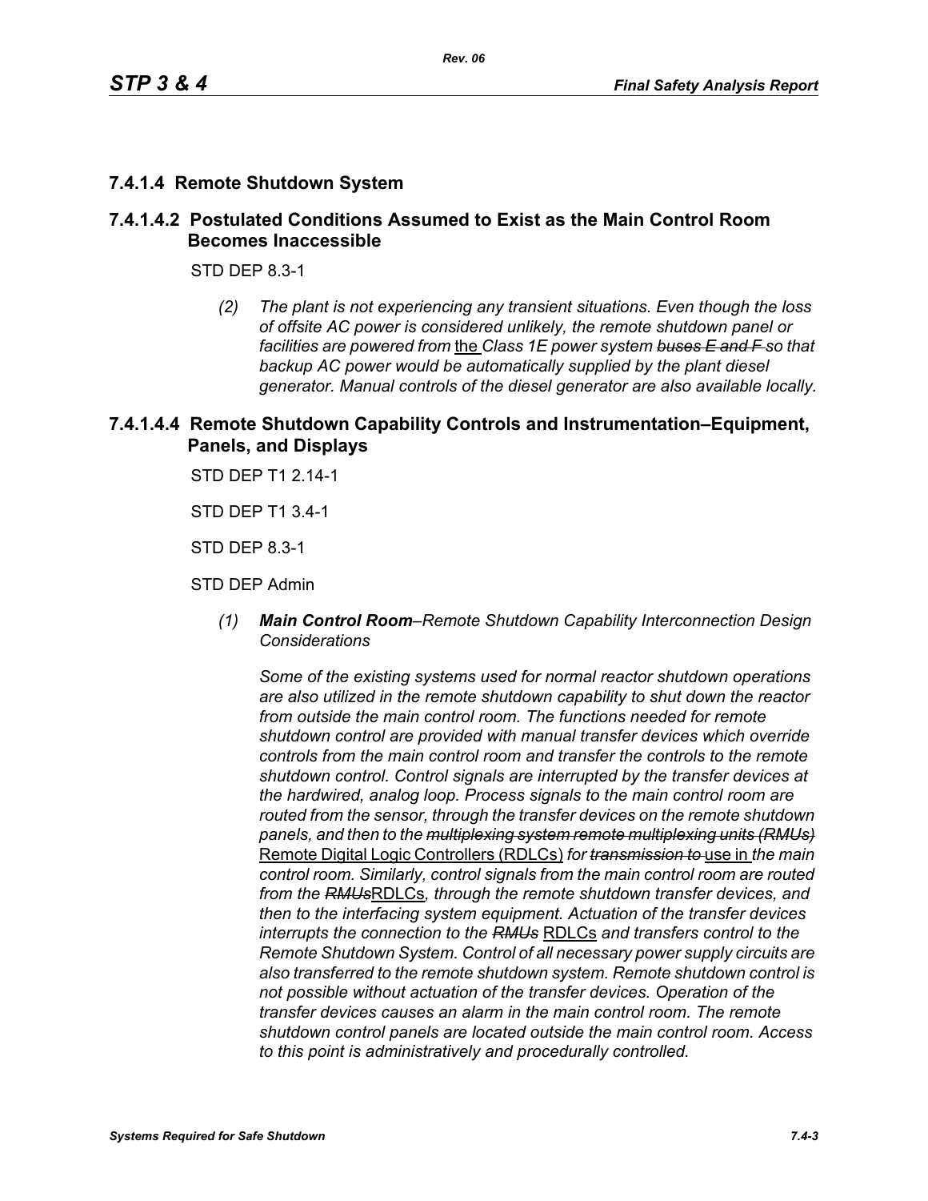## 7.4.1.4 Remote Shutdown System

### 7.4.1.4.2 Postulated Conditions Assumed to Exist as the Main Control Room Becomes Inaccessible

STD DEP 8.3-1

> *(2) The plant is not experiencing any transient situations. Even though the loss of offsite AC power is considered unlikely, the remote shutdown panel or facilities are powered from* <u>the</u> *Class 1E power system* ~~*buses E and F*~~ *so that backup AC power would be automatically supplied by the plant diesel generator. Manual controls of the diesel generator are also available locally.*

### 7.4.1.4.4 Remote Shutdown Capability Controls and Instrumentation–Equipment, Panels, and Displays

STD DEP T1 2.14-1

STD DEP T1 3.4-1

STD DEP 8.3-1

STD DEP Admin

> *(1)* ***Main Control Room****–Remote Shutdown Capability Interconnection Design Considerations*
>
> *Some of the existing systems used for normal reactor shutdown operations are also utilized in the remote shutdown capability to shut down the reactor from outside the main control room. The functions needed for remote shutdown control are provided with manual transfer devices which override controls from the main control room and transfer the controls to the remote shutdown control. Control signals are interrupted by the transfer devices at the hardwired, analog loop. Process signals to the main control room are routed from the sensor, through the transfer devices on the remote shutdown panels, and then to the* ~~*multiplexing system remote multiplexing units (RMUs)*~~ <u>Remote Digital Logic Controllers (RDLCs)</u> *for* ~~*transmission to*~~ <u>use in</u> *the main control room. Similarly, control signals from the main control room are routed from the* ~~*RMUs*~~<u>RDLCs</u>*, through the remote shutdown transfer devices, and then to the interfacing system equipment. Actuation of the transfer devices interrupts the connection to the* ~~*RMUs*~~ <u>RDLCs</u> *and transfers control to the Remote Shutdown System. Control of all necessary power supply circuits are also transferred to the remote shutdown system. Remote shutdown control is not possible without actuation of the transfer devices. Operation of the transfer devices causes an alarm in the main control room. The remote shutdown control panels are located outside the main control room. Access to this point is administratively and procedurally controlled.*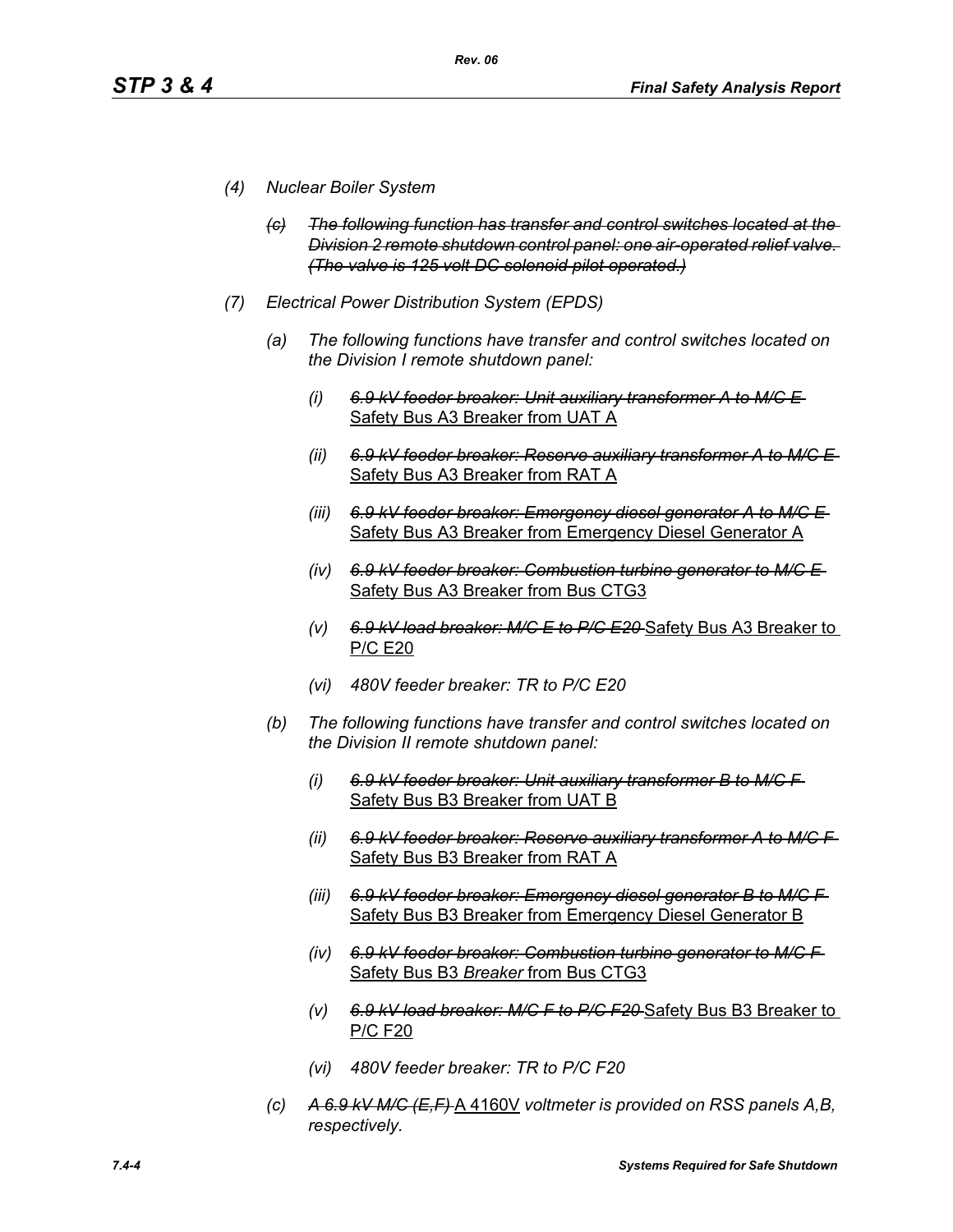(4) *Nuclear Boiler System*

(c) ~~*The following function has transfer and control switches located at the Division 2 remote shutdown control panel: one air-operated relief valve. (The valve is 125 volt DC solenoid pilot operated.)*~~

(7) *Electrical Power Distribution System (EPDS)*

(a) *The following functions have transfer and control switches located on the Division I remote shutdown panel:*

(i) ~~*6.9 kV feeder breaker: Unit auxiliary transformer A to M/C E*~~ Safety Bus A3 Breaker from UAT A

(ii) ~~*6.9 kV feeder breaker: Reserve auxiliary transformer A to M/C E*~~ Safety Bus A3 Breaker from RAT A

(iii) ~~*6.9 kV feeder breaker: Emergency diesel generator A to M/C E*~~ Safety Bus A3 Breaker from Emergency Diesel Generator A

(iv) ~~*6.9 kV feeder breaker: Combustion turbine generator to M/C E*~~ Safety Bus A3 Breaker from Bus CTG3

(v) ~~*6.9 kV load breaker: M/C E to P/C E20*~~ Safety Bus A3 Breaker to P/C E20

(vi) *480V feeder breaker: TR to P/C E20*

(b) *The following functions have transfer and control switches located on the Division II remote shutdown panel:*

(i) ~~*6.9 kV feeder breaker: Unit auxiliary transformer B to M/C F*~~ Safety Bus B3 Breaker from UAT B

(ii) ~~*6.9 kV feeder breaker: Reserve auxiliary transformer A to M/C F*~~ Safety Bus B3 Breaker from RAT A

(iii) ~~*6.9 kV feeder breaker: Emergency diesel generator B to M/C F*~~ Safety Bus B3 Breaker from Emergency Diesel Generator B

(iv) ~~*6.9 kV feeder breaker: Combustion turbine generator to M/C F*~~ Safety Bus B3 *Breaker* from Bus CTG3

(v) ~~*6.9 kV load breaker: M/C F to P/C F20*~~ Safety Bus B3 Breaker to P/C F20

(vi) *480V feeder breaker: TR to P/C F20*

(c) ~~*A 6.9 kV M/C (E,F)*~~ A 4160V *voltmeter is provided on RSS panels A,B, respectively.*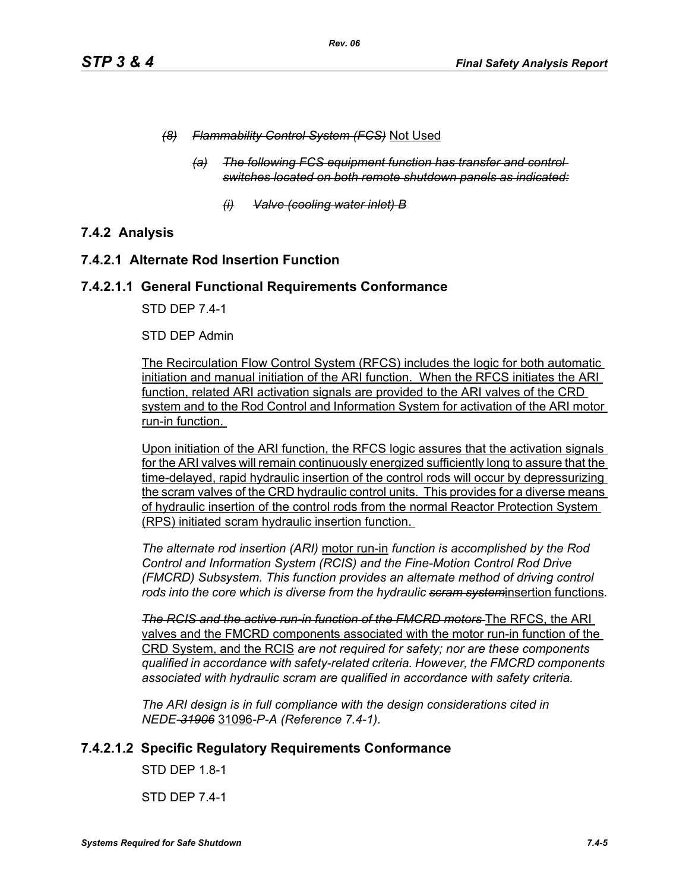*~~(8) Flammability Control System (FCS)~~* Not Used

*~~(a) The following FCS equipment function has transfer and control switches located on both remote shutdown panels as indicated:~~*

*~~(i) Valve (cooling water inlet) B~~*

## 7.4.2 Analysis

### 7.4.2.1 Alternate Rod Insertion Function

#### 7.4.2.1.1 General Functional Requirements Conformance

STD DEP 7.4-1

STD DEP Admin

<u>The Recirculation Flow Control System (RFCS) includes the logic for both automatic initiation and manual initiation of the ARI function. When the RFCS initiates the ARI function, related ARI activation signals are provided to the ARI valves of the CRD system and to the Rod Control and Information System for activation of the ARI motor run-in function.</u>

<u>Upon initiation of the ARI function, the RFCS logic assures that the activation signals for the ARI valves will remain continuously energized sufficiently long to assure that the time-delayed, rapid hydraulic insertion of the control rods will occur by depressurizing the scram valves of the CRD hydraulic control units. This provides for a diverse means of hydraulic insertion of the control rods from the normal Reactor Protection System (RPS) initiated scram hydraulic insertion function.</u>

*The alternate rod insertion (ARI)* <u>motor run-in</u> *function is accomplished by the Rod Control and Information System (RCIS) and the Fine-Motion Control Rod Drive (FMCRD) Subsystem. This function provides an alternate method of driving control rods into the core which is diverse from the hydraulic ~~scram system~~*<u>insertion functions</u>*.*

*~~The RCIS and the active run-in function of the FMCRD motors~~* <u>The RFCS, the ARI valves and the FMCRD components associated with the motor run-in function of the CRD System, and the RCIS</u> *are not required for safety; nor are these components qualified in accordance with safety-related criteria. However, the FMCRD components associated with hydraulic scram are qualified in accordance with safety criteria.*

*The ARI design is in full compliance with the design considerations cited in NEDE-~~31906~~* <u>31096</u>*-P-A (Reference 7.4-1).*

#### 7.4.2.1.2 Specific Regulatory Requirements Conformance

STD DEP 1.8-1

STD DEP 7.4-1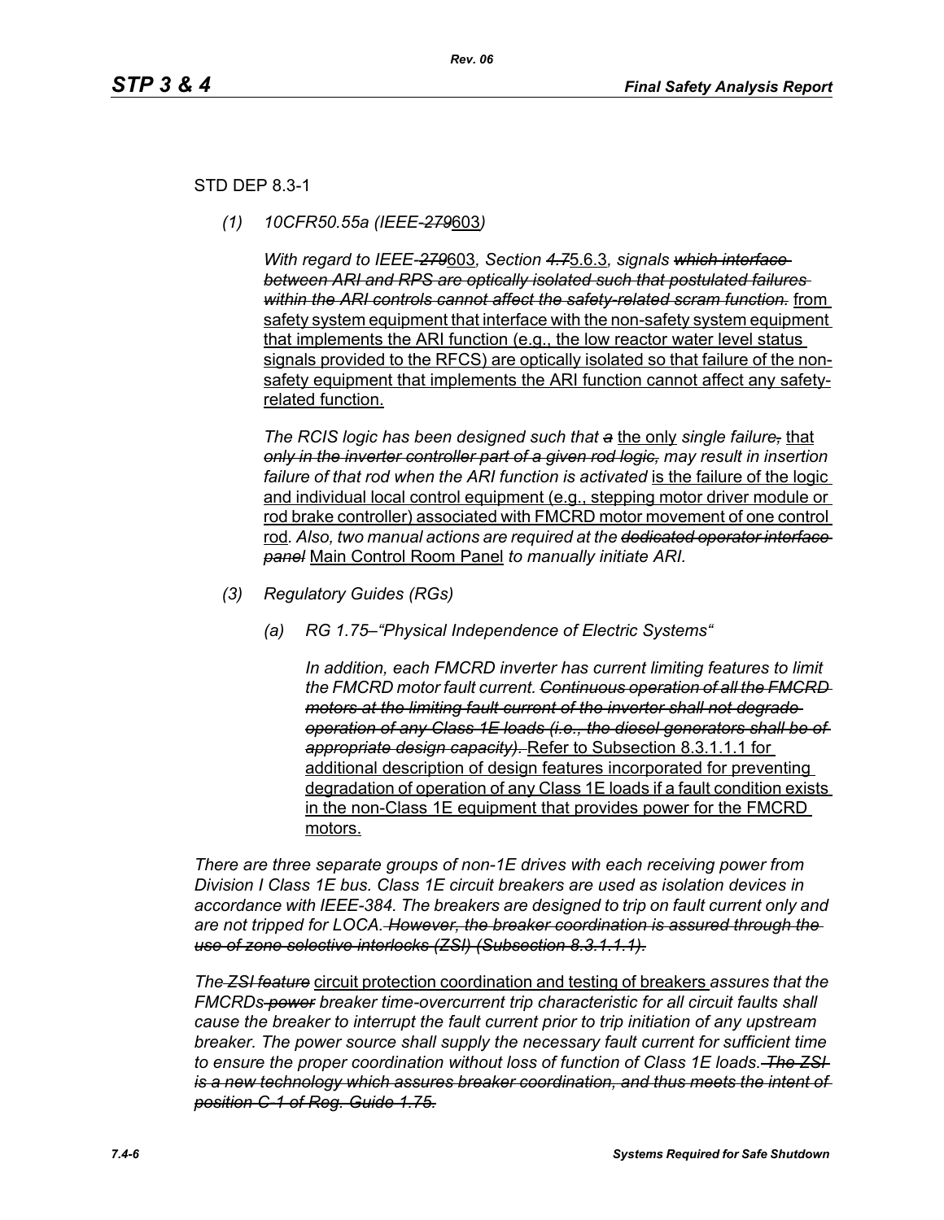STD DEP 8.3-1

*(1) 10CFR50.55a (IEEE-~~279~~603)*

*With regard to IEEE-~~279~~603, Section ~~4.7~~5.6.3, signals ~~which interface between ARI and RPS are optically isolated such that postulated failures within the ARI controls cannot affect the safety-related scram function.~~* from safety system equipment that interface with the non-safety system equipment that implements the ARI function (e.g., the low reactor water level status signals provided to the RFCS) are optically isolated so that failure of the non-safety equipment that implements the ARI function cannot affect any safety-related function.

*The RCIS logic has been designed such that ~~a~~* the only *single failure~~,~~* that *~~only in the inverter controller part of a given rod logic,~~ may result in insertion failure of that rod when the ARI function is activated* is the failure of the logic and individual local control equipment (e.g., stepping motor driver module or rod brake controller) associated with FMCRD motor movement of one control rod*. Also, two manual actions are required at the ~~dedicated operator interface panel~~* Main Control Room Panel *to manually initiate ARI.*

*(3) Regulatory Guides (RGs)*

*(a) RG 1.75–"Physical Independence of Electric Systems"*

*In addition, each FMCRD inverter has current limiting features to limit the FMCRD motor fault current. ~~Continuous operation of all the FMCRD motors at the limiting fault current of the inverter shall not degrade operation of any Class 1E loads (i.e., the diesel generators shall be of appropriate design capacity).~~* Refer to Subsection 8.3.1.1.1 for additional description of design features incorporated for preventing degradation of operation of any Class 1E loads if a fault condition exists in the non-Class 1E equipment that provides power for the FMCRD motors.

*There are three separate groups of non-1E drives with each receiving power from Division I Class 1E bus. Class 1E circuit breakers are used as isolation devices in accordance with IEEE-384. The breakers are designed to trip on fault current only and are not tripped for LOCA. ~~However, the breaker coordination is assured through the use of zone selective interlocks (ZSI) (Subsection 8.3.1.1.1).~~*

*The ~~ZSI feature~~* circuit protection coordination and testing of breakers *assures that the FMCRDs ~~power~~ breaker time-overcurrent trip characteristic for all circuit faults shall cause the breaker to interrupt the fault current prior to trip initiation of any upstream breaker. The power source shall supply the necessary fault current for sufficient time to ensure the proper coordination without loss of function of Class 1E loads. ~~The ZSI is a new technology which assures breaker coordination, and thus meets the intent of position C-1 of Reg. Guide 1.75.~~*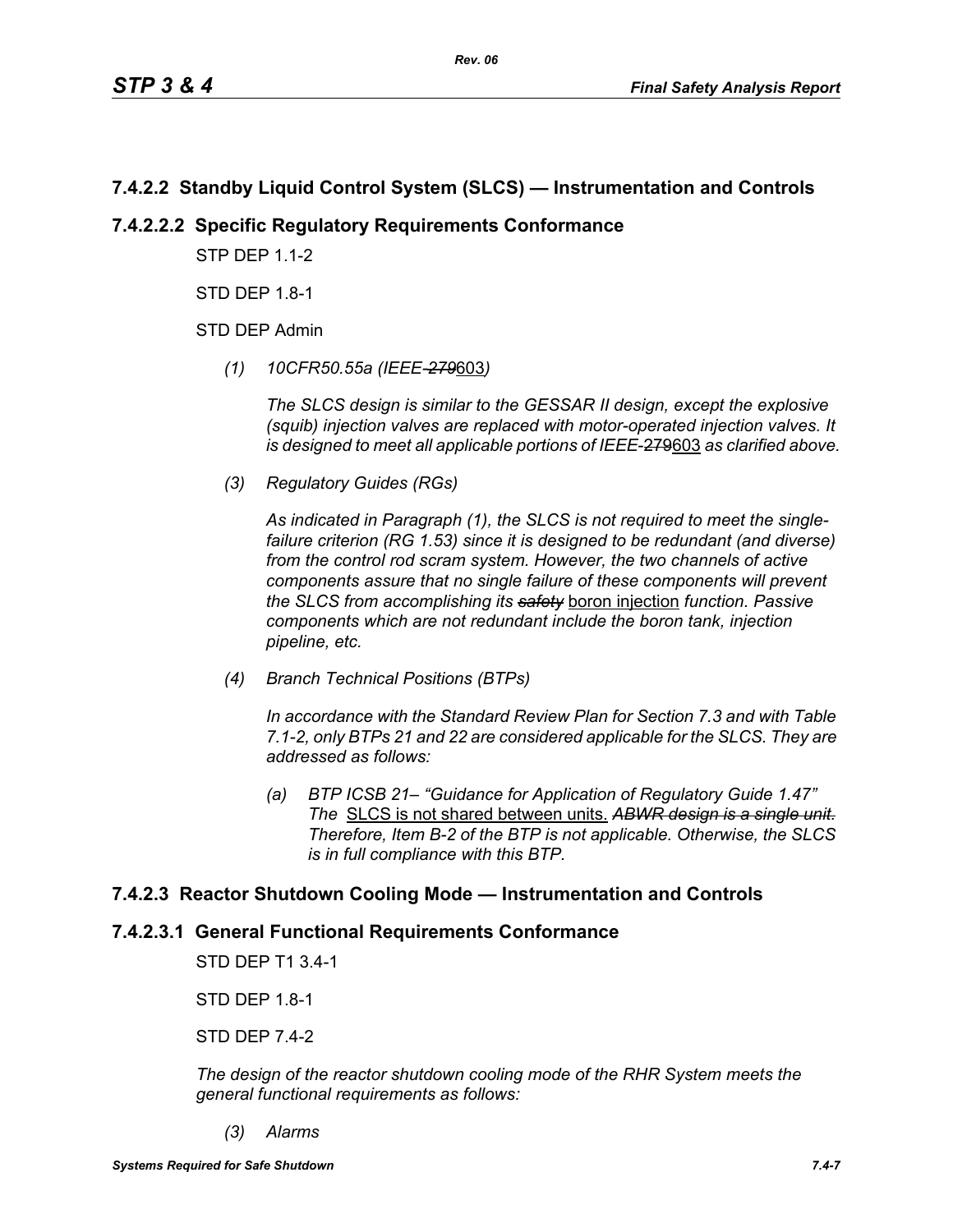## 7.4.2.2 Standby Liquid Control System (SLCS) — Instrumentation and Controls

### 7.4.2.2.2 Specific Regulatory Requirements Conformance

STP DEP 1.1-2

STD DEP 1.8-1

STD DEP Admin

*(1) 10CFR50.55a (IEEE-~~279~~<u>603</u>)*

*The SLCS design is similar to the GESSAR II design, except the explosive (squib) injection valves are replaced with motor-operated injection valves. It is designed to meet all applicable portions of IEEE-*~~279~~<u>603</u> *as clarified above.*

*(3) Regulatory Guides (RGs)*

*As indicated in Paragraph (1), the SLCS is not required to meet the single-failure criterion (RG 1.53) since it is designed to be redundant (and diverse) from the control rod scram system. However, the two channels of active components assure that no single failure of these components will prevent the SLCS from accomplishing its* ~~*safety*~~ <u>boron injection</u> *function. Passive components which are not redundant include the boron tank, injection pipeline, etc.*

*(4) Branch Technical Positions (BTPs)*

*In accordance with the Standard Review Plan for Section 7.3 and with Table 7.1-2, only BTPs 21 and 22 are considered applicable for the SLCS. They are addressed as follows:*

*(a) BTP ICSB 21– "Guidance for Application of Regulatory Guide 1.47" The* <u>SLCS is not shared between units.</u> ~~*ABWR design is a single unit.*~~ *Therefore, Item B-2 of the BTP is not applicable. Otherwise, the SLCS is in full compliance with this BTP.*

## 7.4.2.3 Reactor Shutdown Cooling Mode — Instrumentation and Controls

### 7.4.2.3.1 General Functional Requirements Conformance

STD DEP T1 3.4-1

STD DEP 1.8-1

STD DEP 7.4-2

*The design of the reactor shutdown cooling mode of the RHR System meets the general functional requirements as follows:*

*(3) Alarms*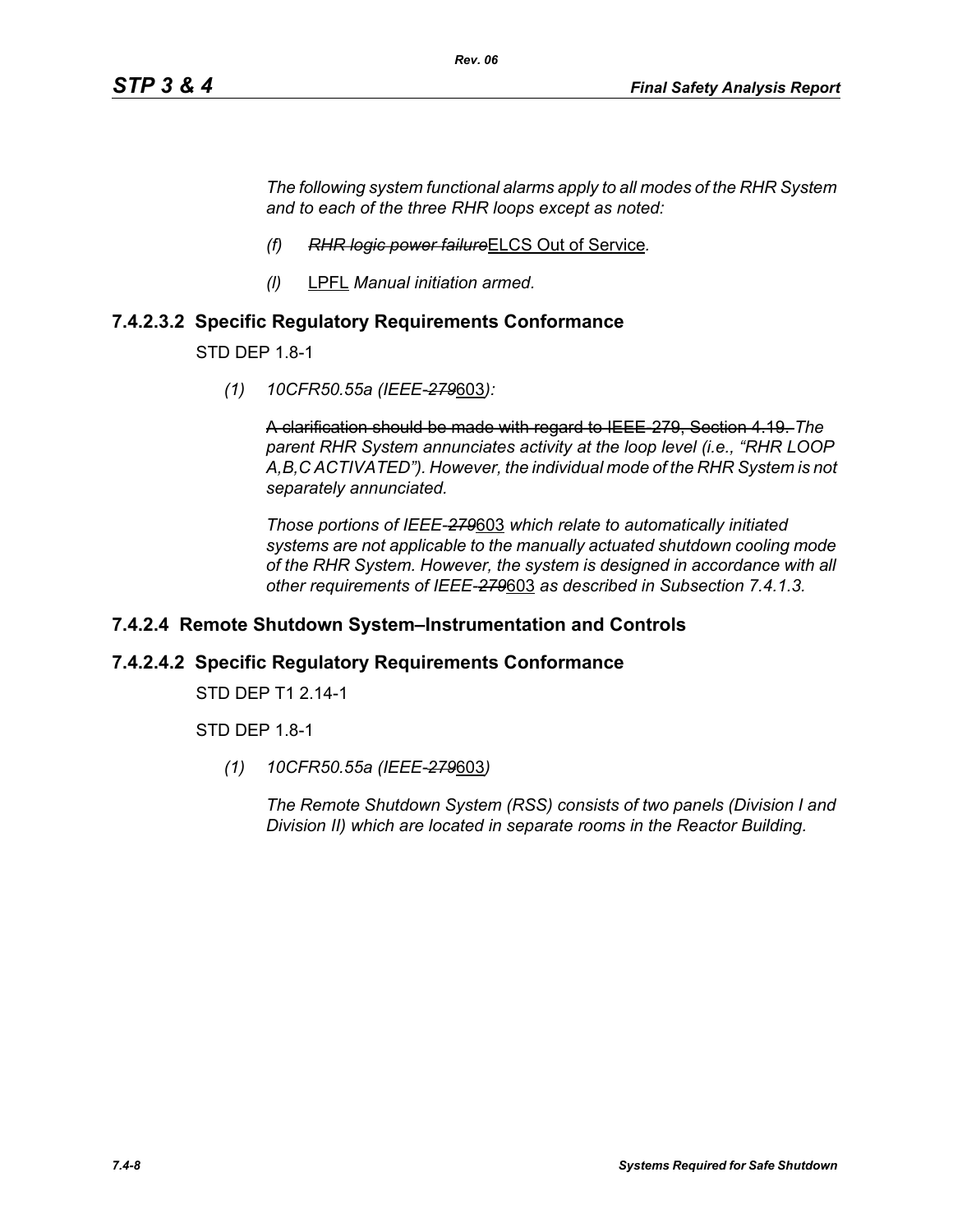*The following system functional alarms apply to all modes of the RHR System and to each of the three RHR loops except as noted:*

*(f)* ~~*RHR logic power failure*~~ELCS Out of Service*.*

*(l)* LPFL *Manual initiation armed.*

### 7.4.2.3.2 Specific Regulatory Requirements Conformance

STD DEP 1.8-1

*(1)* *10CFR50.55a (IEEE-*~~*279*~~603*):*

~~A clarification should be made with regard to IEEE-279, Section 4.19.~~ *The parent RHR System annunciates activity at the loop level (i.e., "RHR LOOP A,B,C ACTIVATED"). However, the individual mode of the RHR System is not separately annunciated.*

*Those portions of IEEE-*~~*279*~~603 *which relate to automatically initiated systems are not applicable to the manually actuated shutdown cooling mode of the RHR System. However, the system is designed in accordance with all other requirements of IEEE-*~~*279*~~603 *as described in Subsection 7.4.1.3.*

## 7.4.2.4 Remote Shutdown System–Instrumentation and Controls

### 7.4.2.4.2 Specific Regulatory Requirements Conformance

STD DEP T1 2.14-1

STD DEP 1.8-1

*(1)* *10CFR50.55a (IEEE-*~~*279*~~603*)*

*The Remote Shutdown System (RSS) consists of two panels (Division I and Division II) which are located in separate rooms in the Reactor Building.*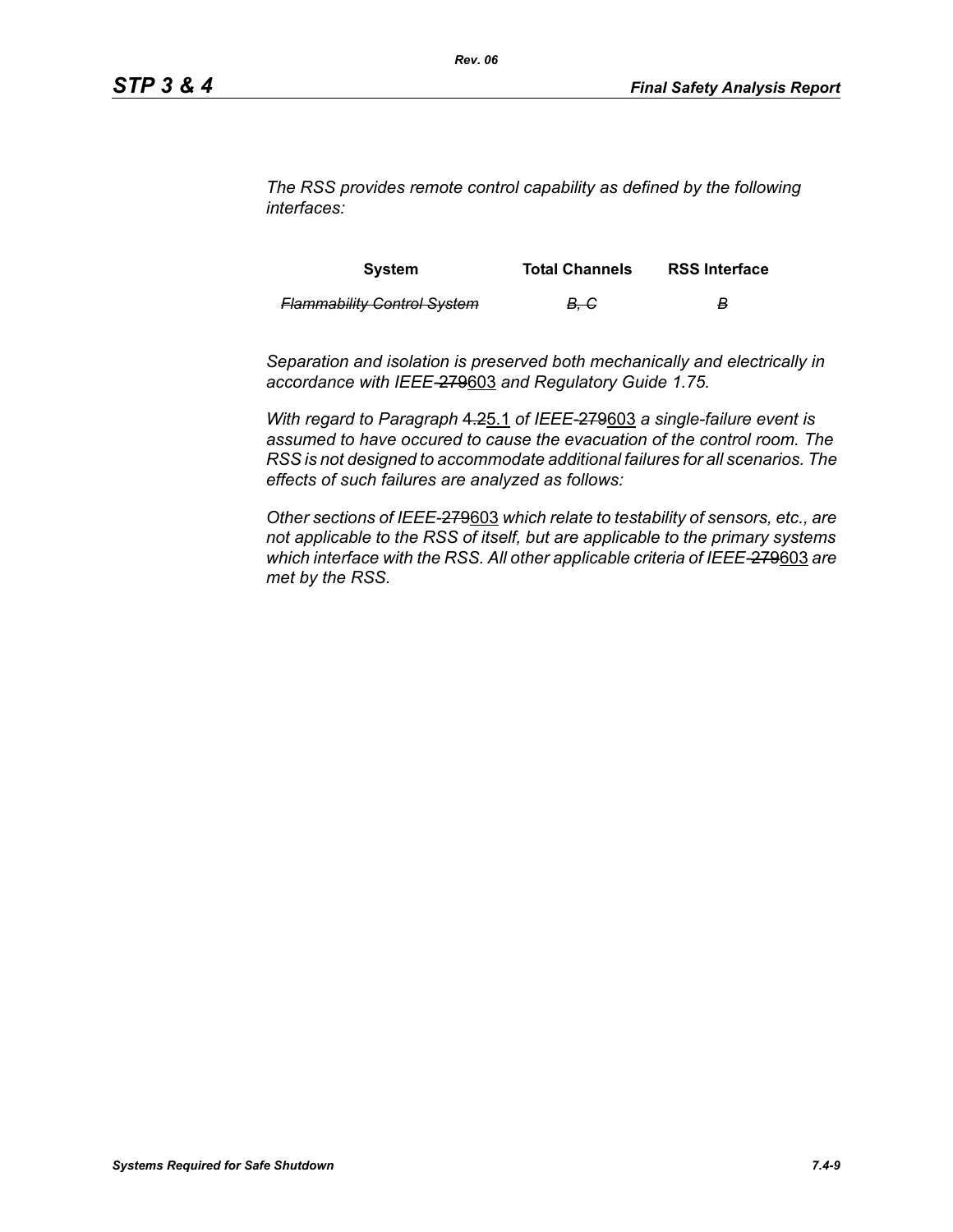*The RSS provides remote control capability as defined by the following interfaces:*

| System | Total Channels | RSS Interface |
|---|---|---|
| ~~*Flammability Control System*~~ | ~~*B, C*~~ | ~~*B*~~ |

*Separation and isolation is preserved both mechanically and electrically in accordance with IEEE-~~279~~603 and Regulatory Guide 1.75.*

*With regard to Paragraph ~~4.2~~5.1 of IEEE-~~279~~603 a single-failure event is assumed to have occured to cause the evacuation of the control room. The RSS is not designed to accommodate additional failures for all scenarios. The effects of such failures are analyzed as follows:*

*Other sections of IEEE-~~279~~603 which relate to testability of sensors, etc., are not applicable to the RSS of itself, but are applicable to the primary systems which interface with the RSS. All other applicable criteria of IEEE-~~279~~603 are met by the RSS.*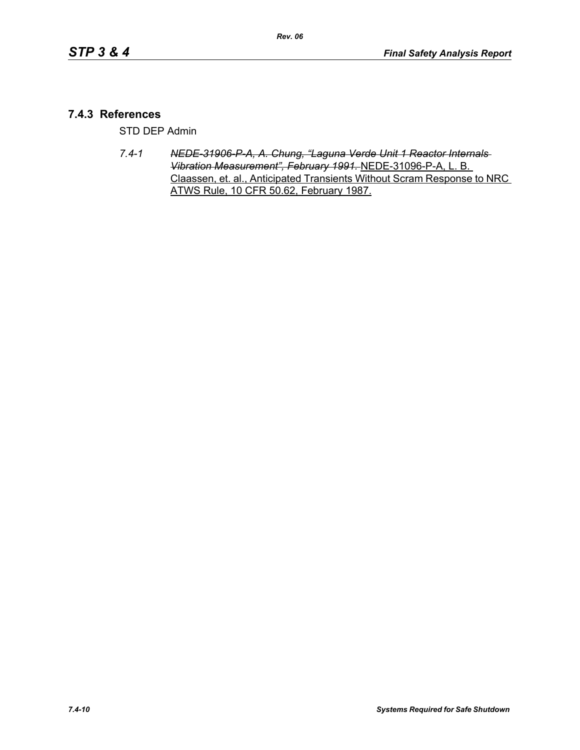## 7.4.3 References

STD DEP Admin

7.4-1 ~~*NEDE-31906-P-A, A. Chung, "Laguna Verde Unit 1 Reactor Internals Vibration Measurement", February 1991.*~~ <u>NEDE-31096-P-A, L. B. Claassen, et. al., Anticipated Transients Without Scram Response to NRC ATWS Rule, 10 CFR 50.62, February 1987.</u>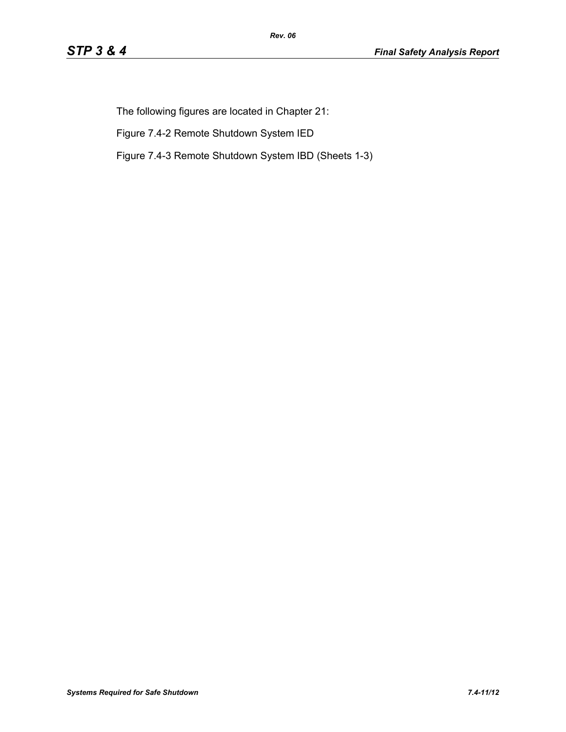The following figures are located in Chapter 21:

Figure 7.4-2 Remote Shutdown System IED

Figure 7.4-3 Remote Shutdown System IBD (Sheets 1-3)